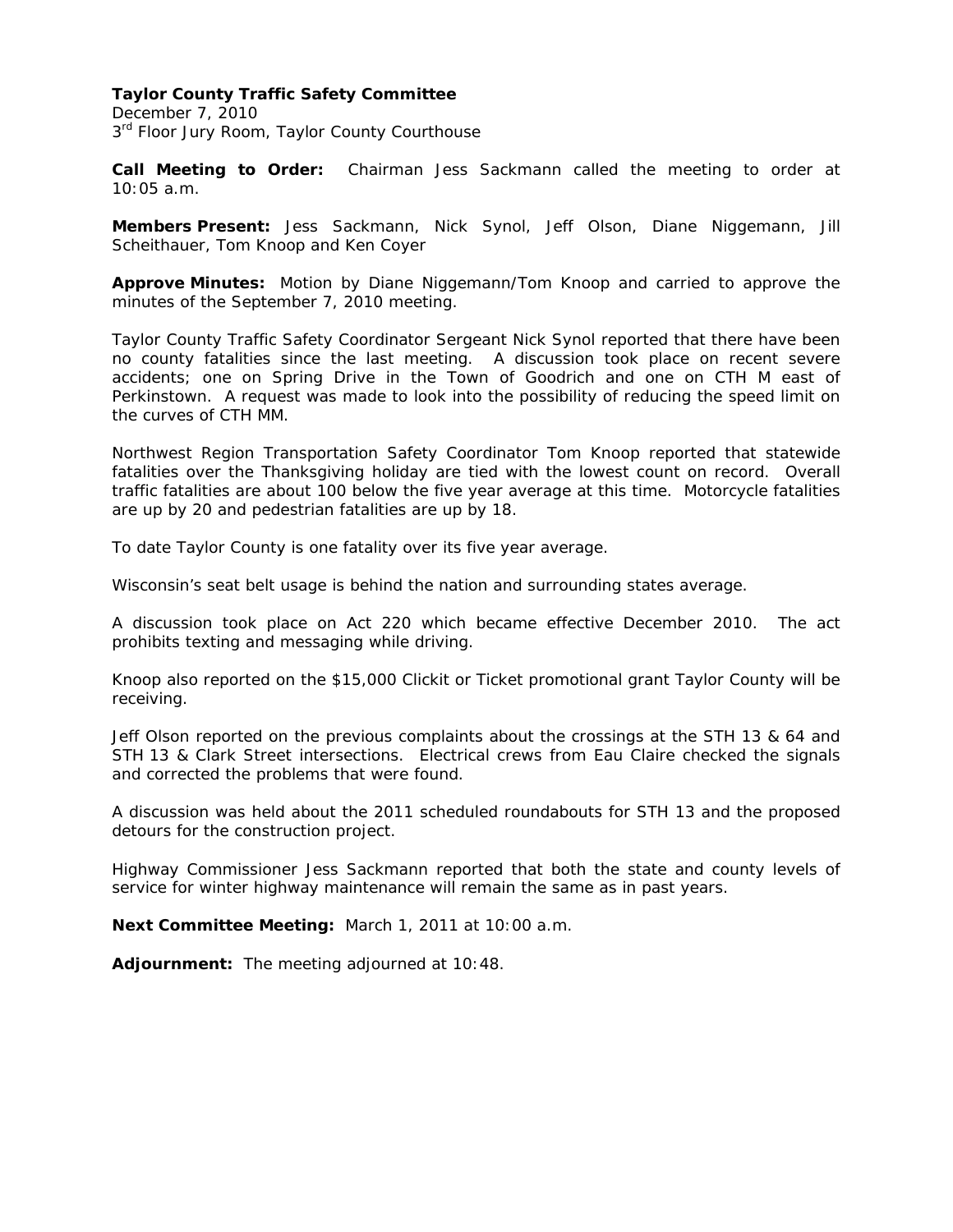**Taylor County Traffic Safety Committee**
December 7, 2010
3rd Floor Jury Room, Taylor County Courthouse

**Call Meeting to Order:** Chairman Jess Sackmann called the meeting to order at 10:05 a.m.

**Members Present:** Jess Sackmann, Nick Synol, Jeff Olson, Diane Niggemann, Jill Scheithauer, Tom Knoop and Ken Coyer

**Approve Minutes:** Motion by Diane Niggemann/Tom Knoop and carried to approve the minutes of the September 7, 2010 meeting.

Taylor County Traffic Safety Coordinator Sergeant Nick Synol reported that there have been no county fatalities since the last meeting. A discussion took place on recent severe accidents; one on Spring Drive in the Town of Goodrich and one on CTH M east of Perkinstown. A request was made to look into the possibility of reducing the speed limit on the curves of CTH MM.

Northwest Region Transportation Safety Coordinator Tom Knoop reported that statewide fatalities over the Thanksgiving holiday are tied with the lowest count on record. Overall traffic fatalities are about 100 below the five year average at this time. Motorcycle fatalities are up by 20 and pedestrian fatalities are up by 18.

To date Taylor County is one fatality over its five year average.

Wisconsin's seat belt usage is behind the nation and surrounding states average.

A discussion took place on Act 220 which became effective December 2010. The act prohibits texting and messaging while driving.

Knoop also reported on the $15,000 Clickit or Ticket promotional grant Taylor County will be receiving.

Jeff Olson reported on the previous complaints about the crossings at the STH 13 & 64 and STH 13 & Clark Street intersections. Electrical crews from Eau Claire checked the signals and corrected the problems that were found.

A discussion was held about the 2011 scheduled roundabouts for STH 13 and the proposed detours for the construction project.

Highway Commissioner Jess Sackmann reported that both the state and county levels of service for winter highway maintenance will remain the same as in past years.

**Next Committee Meeting:** March 1, 2011 at 10:00 a.m.

**Adjournment:** The meeting adjourned at 10:48.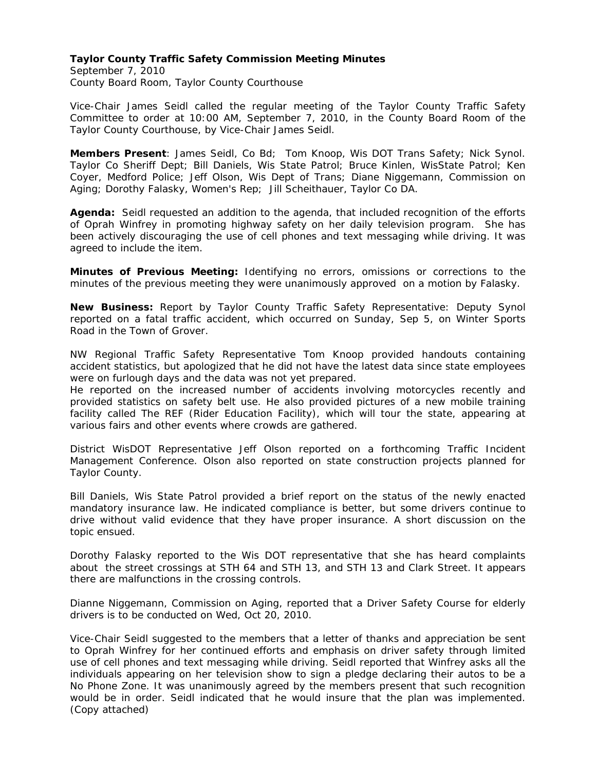**Taylor County Traffic Safety Commission Meeting Minutes**

September 7, 2010

County Board Room, Taylor County Courthouse

Vice-Chair James Seidl called the regular meeting of the Taylor County Traffic Safety Committee to order at 10:00 AM, September 7, 2010, in the County Board Room of the Taylor County Courthouse, by Vice-Chair James Seidl.

**Members Present**: James Seidl, Co Bd; Tom Knoop, Wis DOT Trans Safety; Nick Synol. Taylor Co Sheriff Dept; Bill Daniels, Wis State Patrol; Bruce Kinlen, WisState Patrol; Ken Coyer, Medford Police; Jeff Olson, Wis Dept of Trans; Diane Niggemann, Commission on Aging; Dorothy Falasky, Women's Rep; Jill Scheithauer, Taylor Co DA.

**Agenda:** Seidl requested an addition to the agenda, that included recognition of the efforts of Oprah Winfrey in promoting highway safety on her daily television program. She has been actively discouraging the use of cell phones and text messaging while driving. It was agreed to include the item.

**Minutes of Previous Meeting:** Identifying no errors, omissions or corrections to the minutes of the previous meeting they were unanimously approved on a motion by Falasky.

**New Business:** Report by Taylor County Traffic Safety Representative: Deputy Synol reported on a fatal traffic accident, which occurred on Sunday, Sep 5, on Winter Sports Road in the Town of Grover.

NW Regional Traffic Safety Representative Tom Knoop provided handouts containing accident statistics, but apologized that he did not have the latest data since state employees were on furlough days and the data was not yet prepared.

He reported on the increased number of accidents involving motorcycles recently and provided statistics on safety belt use. He also provided pictures of a new mobile training facility called The REF (Rider Education Facility), which will tour the state, appearing at various fairs and other events where crowds are gathered.

District WisDOT Representative Jeff Olson reported on a forthcoming Traffic Incident Management Conference. Olson also reported on state construction projects planned for Taylor County.

Bill Daniels, Wis State Patrol provided a brief report on the status of the newly enacted mandatory insurance law. He indicated compliance is better, but some drivers continue to drive without valid evidence that they have proper insurance. A short discussion on the topic ensued.

Dorothy Falasky reported to the Wis DOT representative that she has heard complaints about the street crossings at STH 64 and STH 13, and STH 13 and Clark Street. It appears there are malfunctions in the crossing controls.

Dianne Niggemann, Commission on Aging, reported that a Driver Safety Course for elderly drivers is to be conducted on Wed, Oct 20, 2010.

Vice-Chair Seidl suggested to the members that a letter of thanks and appreciation be sent to Oprah Winfrey for her continued efforts and emphasis on driver safety through limited use of cell phones and text messaging while driving. Seidl reported that Winfrey asks all the individuals appearing on her television show to sign a pledge declaring their autos to be a No Phone Zone. It was unanimously agreed by the members present that such recognition would be in order. Seidl indicated that he would insure that the plan was implemented. (Copy attached)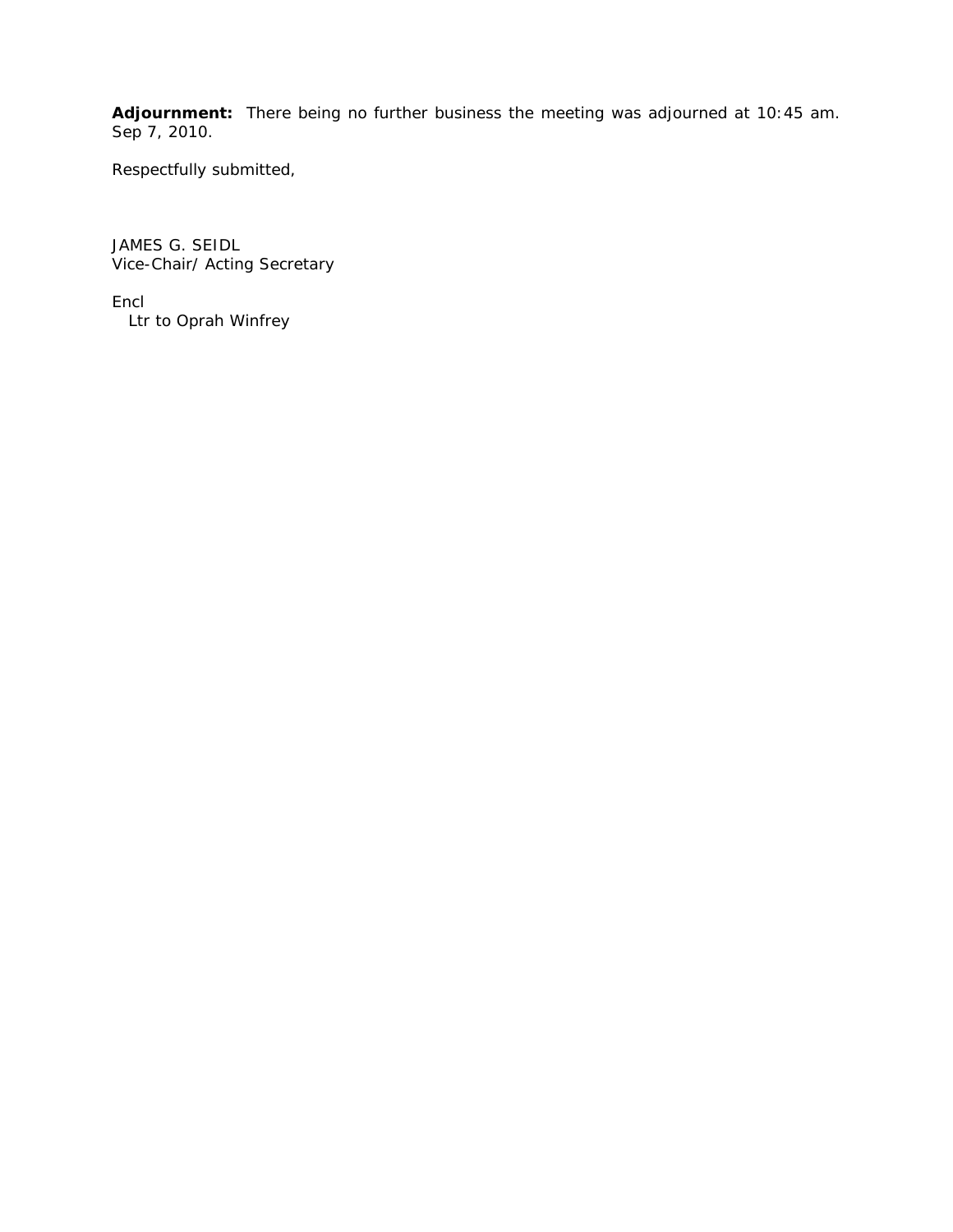**Adjournment:** There being no further business the meeting was adjourned at 10:45 am. Sep 7, 2010.

Respectfully submitted,

JAMES G. SEIDL
Vice-Chair/ Acting Secretary

Encl
Ltr to Oprah Winfrey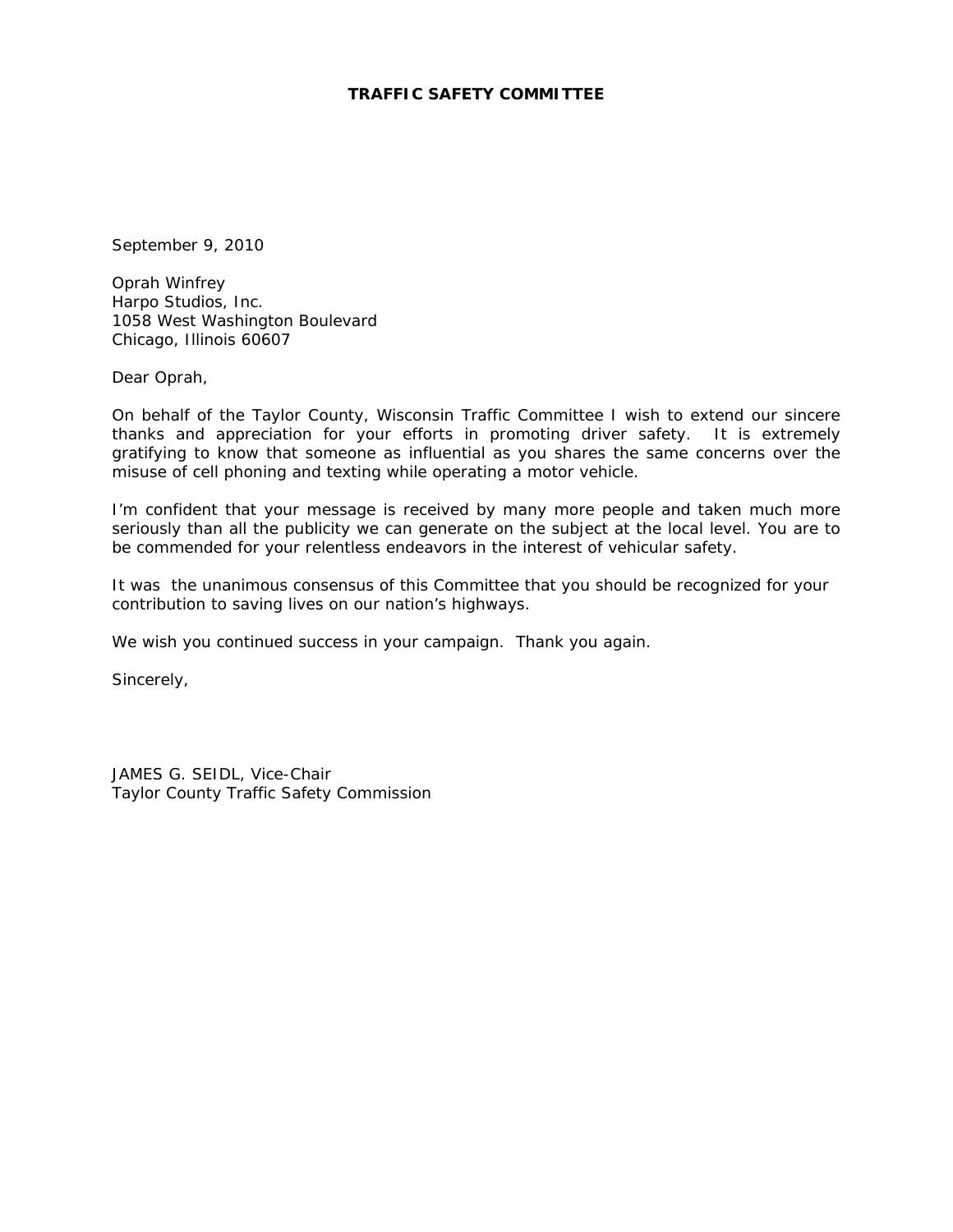**TRAFFIC SAFETY COMMITTEE**

September 9, 2010

Oprah Winfrey
Harpo Studios, Inc.
1058 West Washington Boulevard
Chicago, Illinois 60607

Dear Oprah,

On behalf of the Taylor County, Wisconsin Traffic Committee I wish to extend our sincere thanks and appreciation for your efforts in promoting driver safety. It is extremely gratifying to know that someone as influential as you shares the same concerns over the misuse of cell phoning and texting while operating a motor vehicle.

I'm confident that your message is received by many more people and taken much more seriously than all the publicity we can generate on the subject at the local level. You are to be commended for your relentless endeavors in the interest of vehicular safety.

It was the unanimous consensus of this Committee that you should be recognized for your contribution to saving lives on our nation's highways.

We wish you continued success in your campaign. Thank you again.

Sincerely,

JAMES G. SEIDL, Vice-Chair
Taylor County Traffic Safety Commission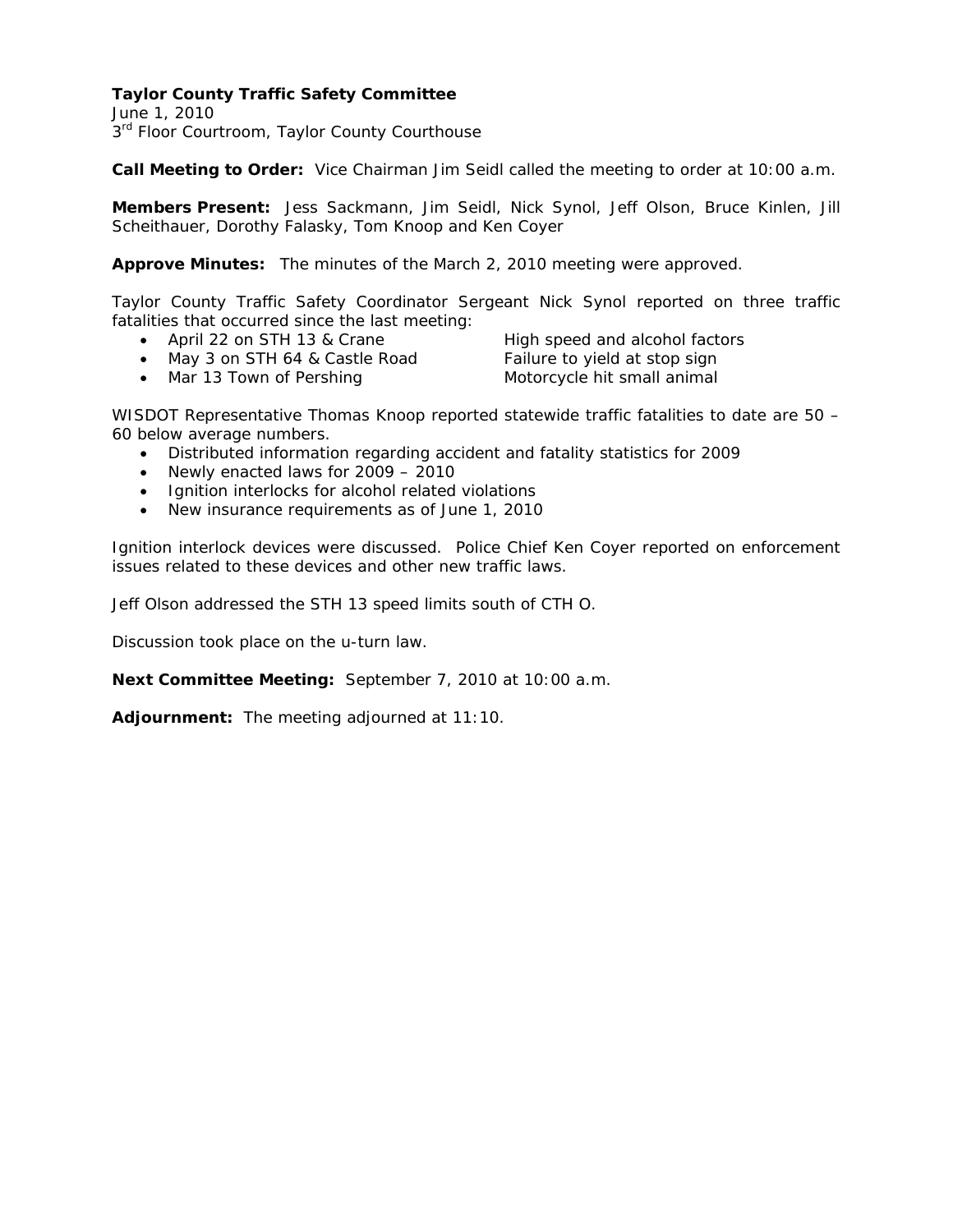**Taylor County Traffic Safety Committee**
June 1, 2010
3rd Floor Courtroom, Taylor County Courthouse

**Call Meeting to Order:** Vice Chairman Jim Seidl called the meeting to order at 10:00 a.m.

**Members Present:** Jess Sackmann, Jim Seidl, Nick Synol, Jeff Olson, Bruce Kinlen, Jill Scheithauer, Dorothy Falasky, Tom Knoop and Ken Coyer

**Approve Minutes:** The minutes of the March 2, 2010 meeting were approved.

Taylor County Traffic Safety Coordinator Sergeant Nick Synol reported on three traffic fatalities that occurred since the last meeting:

- April 22 on STH 13 & Crane — High speed and alcohol factors
- May 3 on STH 64 & Castle Road — Failure to yield at stop sign
- Mar 13 Town of Pershing — Motorcycle hit small animal

WISDOT Representative Thomas Knoop reported statewide traffic fatalities to date are 50 – 60 below average numbers.

- Distributed information regarding accident and fatality statistics for 2009
- Newly enacted laws for 2009 – 2010
- Ignition interlocks for alcohol related violations
- New insurance requirements as of June 1, 2010

Ignition interlock devices were discussed. Police Chief Ken Coyer reported on enforcement issues related to these devices and other new traffic laws.

Jeff Olson addressed the STH 13 speed limits south of CTH O.

Discussion took place on the u-turn law.

**Next Committee Meeting:** September 7, 2010 at 10:00 a.m.

**Adjournment:** The meeting adjourned at 11:10.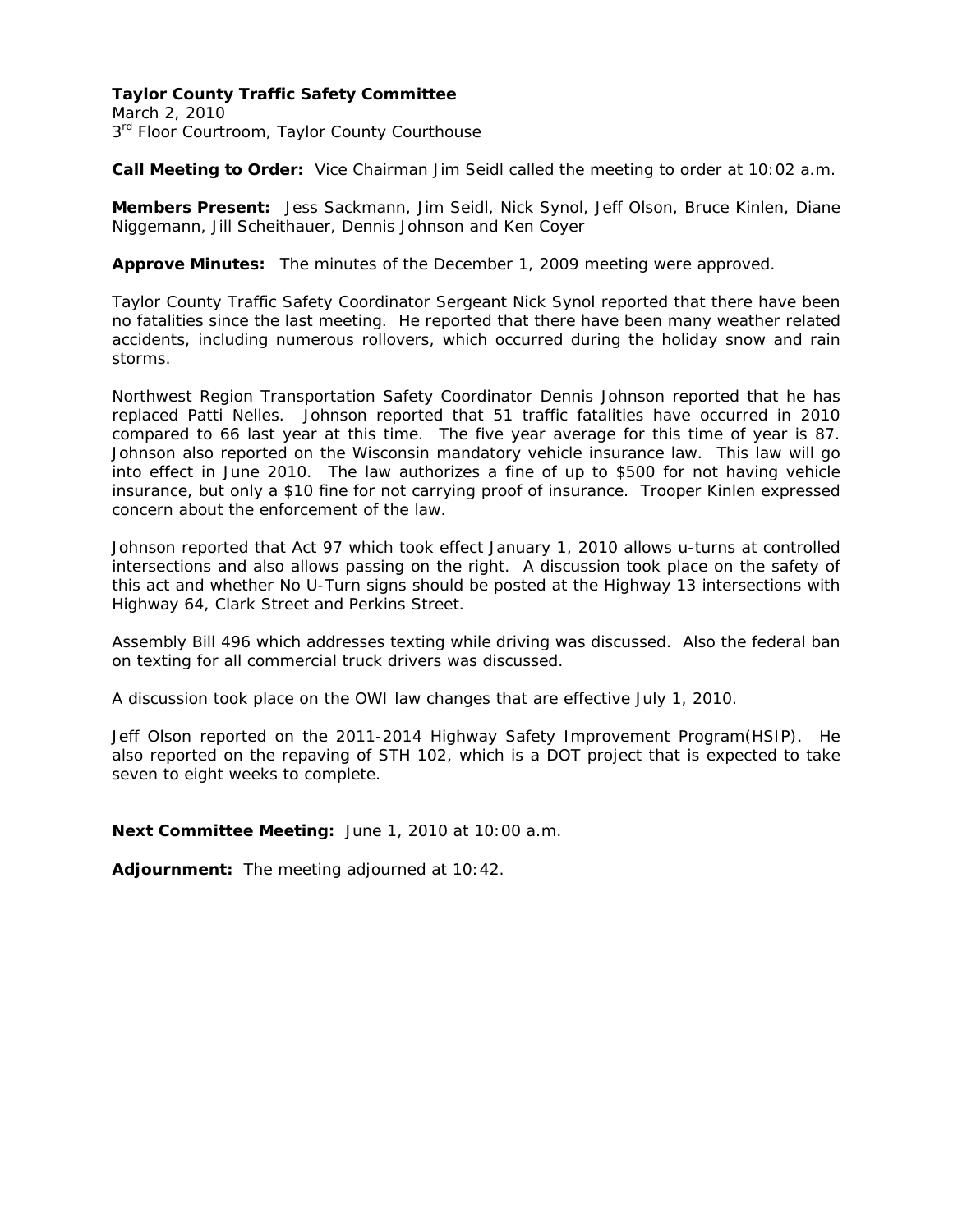**Taylor County Traffic Safety Committee**
March 2, 2010
3rd Floor Courtroom, Taylor County Courthouse

**Call Meeting to Order:** Vice Chairman Jim Seidl called the meeting to order at 10:02 a.m.

**Members Present:** Jess Sackmann, Jim Seidl, Nick Synol, Jeff Olson, Bruce Kinlen, Diane Niggemann, Jill Scheithauer, Dennis Johnson and Ken Coyer

**Approve Minutes:** The minutes of the December 1, 2009 meeting were approved.

Taylor County Traffic Safety Coordinator Sergeant Nick Synol reported that there have been no fatalities since the last meeting. He reported that there have been many weather related accidents, including numerous rollovers, which occurred during the holiday snow and rain storms.

Northwest Region Transportation Safety Coordinator Dennis Johnson reported that he has replaced Patti Nelles. Johnson reported that 51 traffic fatalities have occurred in 2010 compared to 66 last year at this time. The five year average for this time of year is 87. Johnson also reported on the Wisconsin mandatory vehicle insurance law. This law will go into effect in June 2010. The law authorizes a fine of up to $500 for not having vehicle insurance, but only a $10 fine for not carrying proof of insurance. Trooper Kinlen expressed concern about the enforcement of the law.

Johnson reported that Act 97 which took effect January 1, 2010 allows u-turns at controlled intersections and also allows passing on the right. A discussion took place on the safety of this act and whether No U-Turn signs should be posted at the Highway 13 intersections with Highway 64, Clark Street and Perkins Street.

Assembly Bill 496 which addresses texting while driving was discussed. Also the federal ban on texting for all commercial truck drivers was discussed.

A discussion took place on the OWI law changes that are effective July 1, 2010.

Jeff Olson reported on the 2011-2014 Highway Safety Improvement Program(HSIP). He also reported on the repaving of STH 102, which is a DOT project that is expected to take seven to eight weeks to complete.

**Next Committee Meeting:** June 1, 2010 at 10:00 a.m.

**Adjournment:** The meeting adjourned at 10:42.